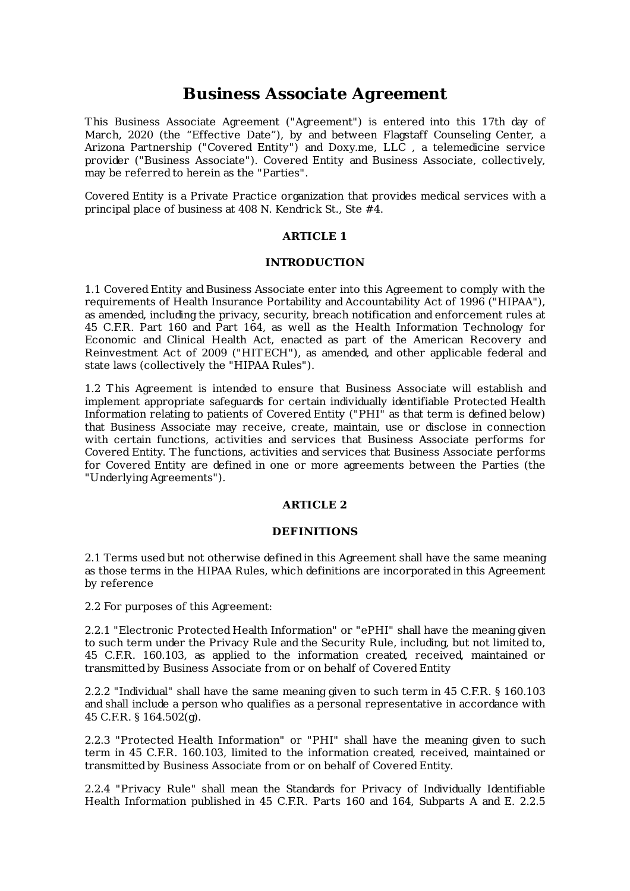# Business Associate Agreement

This Business Associate Agreement ("Agreement") is entered into this 17th day of March, 2020 (the "Effective Date"), by and between Flagstaff Counseling Center, a Arizona Partnership ("Covered Entity") and Doxy.me, LLC , a telemedicine service provider ("Business Associate"). Covered Entity and Business Associate, collectively, may be referred to herein as the "Parties".

Covered Entity is a Private Practice organization that provides medical services with a principal place of business at 408 N. Kendrick St., Ste #4.

## ARTICLE 1

## INTRODUCTION

1.1 Covered Entity and Business Associate enter into this Agreement to comply with the requirements of Health Insurance Portability and Accountability Act of 1996 ("HIPAA"), as amended, including the privacy, security, breach notification and enforcement rules at 45 C.F.R. Part 160 and Part 164, as well as the Health Information Technology for Economic and Clinical Health Act, enacted as part of the American Recovery and Reinvestment Act of 2009 ("HITECH"), as amended, and other applicable federal and state laws (collectively the "HIPAA Rules").

1.2 This Agreement is intended to ensure that Business Associate will establish and implement appropriate safeguards for certain individually identifiable Protected Health Information relating to patients of Covered Entity ("PHI" as that term is defined below) that Business Associate may receive, create, maintain, use or disclose in connection with certain functions, activities and services that Business Associate performs for Covered Entity. The functions, activities and services that Business Associate performs for Covered Entity are defined in one or more agreements between the Parties (the "Underlying Agreements").

## ARTICLE 2

## DEFINITIONS

2.1 Terms used but not otherwise defined in this Agreement shall have the same meaning as those terms in the HIPAA Rules, which definitions are incorporated in this Agreement by reference

2.2 For purposes of this Agreement:

2.2.1 "Electronic Protected Health Information" or "ePHI" shall have the meaning given to such term under the Privacy Rule and the Security Rule, including, but not limited to, 45 C.F.R. 160.103, as applied to the information created, received, maintained or transmitted by Business Associate from or on behalf of Covered Entity

2.2.2 "Individual" shall have the same meaning given to such term in 45 C.F.R. § 160.103 and shall include a person who qualifies as a personal representative in accordance with 45 C.F.R. § 164.502(g).

2.2.3 "Protected Health Information" or "PHI" shall have the meaning given to such term in 45 C.F.R. 160.103, limited to the information created, received, maintained or transmitted by Business Associate from or on behalf of Covered Entity.

2.2.4 "Privacy Rule" shall mean the Standards for Privacy of Individually Identifiable Health Information published in 45 C.F.R. Parts 160 and 164, Subparts A and E. 2.2.5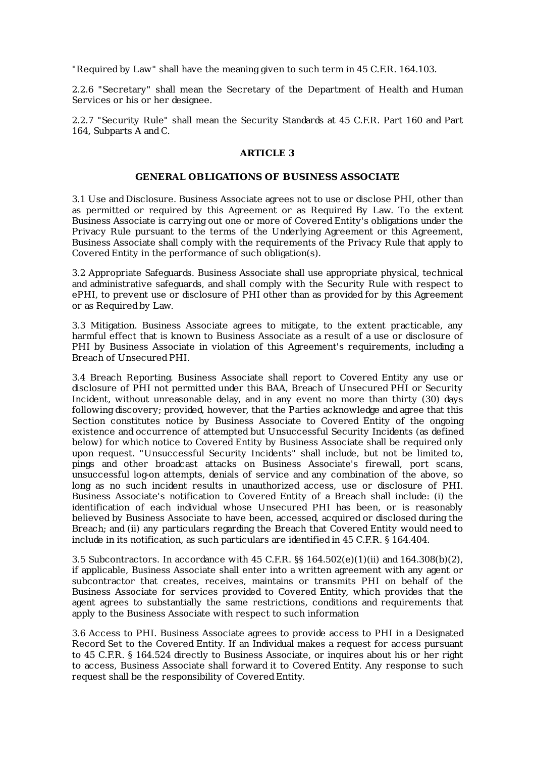"Required by Law" shall have the meaning given to such term in 45 C.F.R. 164.103.

2.2.6 "Secretary" shall mean the Secretary of the Department of Health and Human Services or his or her designee.

2.2.7 "Security Rule" shall mean the Security Standards at 45 C.F.R. Part 160 and Part 164, Subparts A and C.

## ARTICLE 3

## GENERAL OBLIGATIONS OF BUSINESS ASSOCIATE

3.1 Use and Disclosure. Business Associate agrees not to use or disclose PHI, other than as permitted or required by this Agreement or as Required By Law. To the extent Business Associate is carrying out one or more of Covered Entity's obligations under the Privacy Rule pursuant to the terms of the Underlying Agreement or this Agreement, Business Associate shall comply with the requirements of the Privacy Rule that apply to Covered Entity in the performance of such obligation(s).

3.2 Appropriate Safeguards. Business Associate shall use appropriate physical, technical and administrative safeguards, and shall comply with the Security Rule with respect to ePHI, to prevent use or disclosure of PHI other than as provided for by this Agreement or as Required by Law.

3.3 Mitigation. Business Associate agrees to mitigate, to the extent practicable, any harmful effect that is known to Business Associate as a result of a use or disclosure of PHI by Business Associate in violation of this Agreement's requirements, including a Breach of Unsecured PHI.

3.4 Breach Reporting. Business Associate shall report to Covered Entity any use or disclosure of PHI not permitted under this BAA, Breach of Unsecured PHI or Security Incident, without unreasonable delay, and in any event no more than thirty (30) days following discovery; provided, however, that the Parties acknowledge and agree that this Section constitutes notice by Business Associate to Covered Entity of the ongoing existence and occurrence of attempted but Unsuccessful Security Incidents (as defined below) for which notice to Covered Entity by Business Associate shall be required only upon request. "Unsuccessful Security Incidents" shall include, but not be limited to, pings and other broadcast attacks on Business Associate's firewall, port scans, unsuccessful log-on attempts, denials of service and any combination of the above, so long as no such incident results in unauthorized access, use or disclosure of PHI. Business Associate's notification to Covered Entity of a Breach shall include: (i) the identification of each individual whose Unsecured PHI has been, or is reasonably believed by Business Associate to have been, accessed, acquired or disclosed during the Breach; and (ii) any particulars regarding the Breach that Covered Entity would need to include in its notification, as such particulars are identified in 45 C.F.R. § 164.404.

3.5 Subcontractors. In accordance with 45 C.F.R. §§ 164.502(e)(1)(ii) and 164.308(b)(2), if applicable, Business Associate shall enter into a written agreement with any agent or subcontractor that creates, receives, maintains or transmits PHI on behalf of the Business Associate for services provided to Covered Entity, which provides that the agent agrees to substantially the same restrictions, conditions and requirements that apply to the Business Associate with respect to such information

3.6 Access to PHI. Business Associate agrees to provide access to PHI in a Designated Record Set to the Covered Entity. If an Individual makes a request for access pursuant to 45 C.F.R. § 164.524 directly to Business Associate, or inquires about his or her right to access, Business Associate shall forward it to Covered Entity. Any response to such request shall be the responsibility of Covered Entity.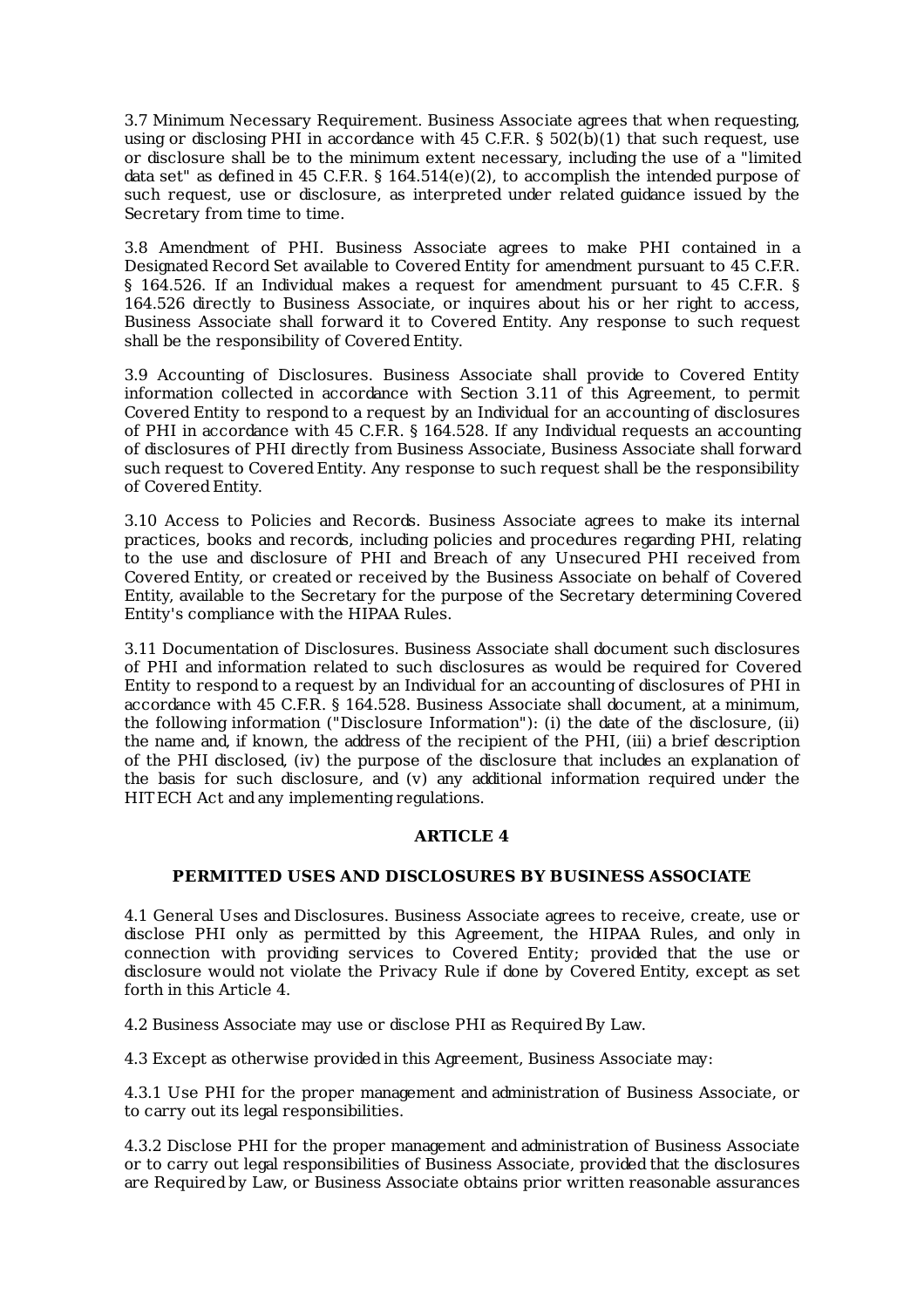3.7 Minimum Necessary Requirement. Business Associate agrees that when requesting, using or disclosing PHI in accordance with 45 C.F.R. § 502(b)(1) that such request, use or disclosure shall be to the minimum extent necessary, including the use of a "limited data set" as defined in 45 C.F.R. § 164.514(e)(2), to accomplish the intended purpose of such request, use or disclosure, as interpreted under related guidance issued by the Secretary from time to time.

3.8 Amendment of PHI. Business Associate agrees to make PHI contained in a Designated Record Set available to Covered Entity for amendment pursuant to 45 C.F.R. § 164.526. If an Individual makes a request for amendment pursuant to 45 C.F.R. § 164.526 directly to Business Associate, or inquires about his or her right to access, Business Associate shall forward it to Covered Entity. Any response to such request shall be the responsibility of Covered Entity.

3.9 Accounting of Disclosures. Business Associate shall provide to Covered Entity information collected in accordance with Section 3.11 of this Agreement, to permit Covered Entity to respond to a request by an Individual for an accounting of disclosures of PHI in accordance with 45 C.F.R. § 164.528. If any Individual requests an accounting of disclosures of PHI directly from Business Associate, Business Associate shall forward such request to Covered Entity. Any response to such request shall be the responsibility of Covered Entity.

3.10 Access to Policies and Records. Business Associate agrees to make its internal practices, books and records, including policies and procedures regarding PHI, relating to the use and disclosure of PHI and Breach of any Unsecured PHI received from Covered Entity, or created or received by the Business Associate on behalf of Covered Entity, available to the Secretary for the purpose of the Secretary determining Covered Entity's compliance with the HIPAA Rules.

3.11 Documentation of Disclosures. Business Associate shall document such disclosures of PHI and information related to such disclosures as would be required for Covered Entity to respond to a request by an Individual for an accounting of disclosures of PHI in accordance with 45 C.F.R. § 164.528. Business Associate shall document, at a minimum, the following information ("Disclosure Information"): (i) the date of the disclosure, (ii) the name and, if known, the address of the recipient of the PHI, (iii) a brief description of the PHI disclosed, (iv) the purpose of the disclosure that includes an explanation of the basis for such disclosure, and (v) any additional information required under the HITECH Act and any implementing regulations.

## ARTICLE 4

## PERMITTED USES AND DISCLOSURES BY BUSINESS ASSOCIATE

4.1 General Uses and Disclosures. Business Associate agrees to receive, create, use or disclose PHI only as permitted by this Agreement, the HIPAA Rules, and only in connection with providing services to Covered Entity; provided that the use or disclosure would not violate the Privacy Rule if done by Covered Entity, except as set forth in this Article 4.

4.2 Business Associate may use or disclose PHI as Required By Law.

4.3 Except as otherwise provided in this Agreement, Business Associate may:

4.3.1 Use PHI for the proper management and administration of Business Associate, or to carry out its legal responsibilities.

4.3.2 Disclose PHI for the proper management and administration of Business Associate or to carry out legal responsibilities of Business Associate, provided that the disclosures are Required by Law, or Business Associate obtains prior written reasonable assurances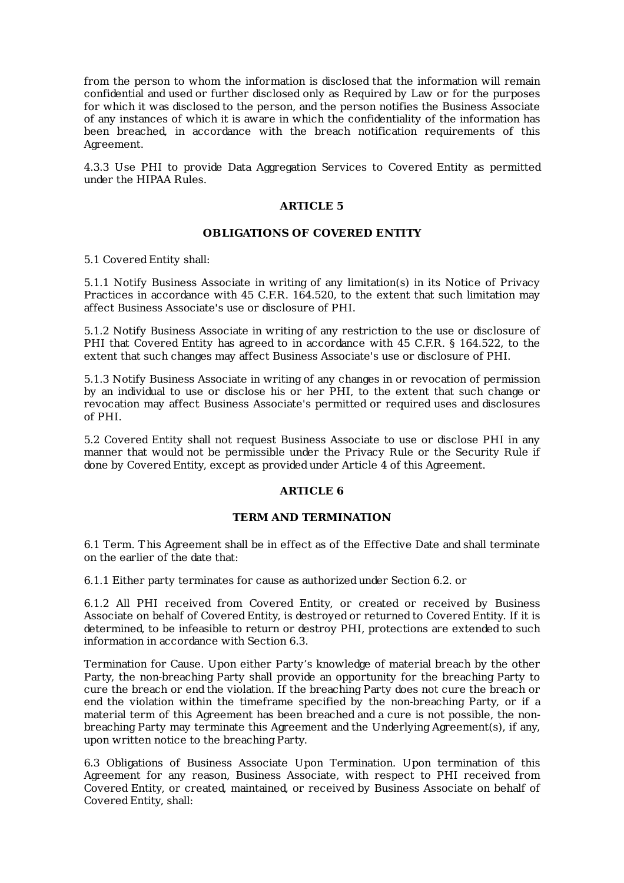from the person to whom the information is disclosed that the information will remain confidential and used or further disclosed only as Required by Law or for the purposes for which it was disclosed to the person, and the person notifies the Business Associate of any instances of which it is aware in which the confidentiality of the information has been breached, in accordance with the breach notification requirements of this Agreement.

4.3.3 Use PHI to provide Data Aggregation Services to Covered Entity as permitted under the HIPAA Rules.

## ARTICLE 5

## OBLIGATIONS OF COVERED ENTITY

5.1 Covered Entity shall:

5.1.1 Notify Business Associate in writing of any limitation(s) in its Notice of Privacy Practices in accordance with 45 C.F.R. 164.520, to the extent that such limitation may affect Business Associate's use or disclosure of PHI.

5.1.2 Notify Business Associate in writing of any restriction to the use or disclosure of PHI that Covered Entity has agreed to in accordance with 45 C.F.R. § 164.522, to the extent that such changes may affect Business Associate's use or disclosure of PHI.

5.1.3 Notify Business Associate in writing of any changes in or revocation of permission by an individual to use or disclose his or her PHI, to the extent that such change or revocation may affect Business Associate's permitted or required uses and disclosures of PHI.

5.2 Covered Entity shall not request Business Associate to use or disclose PHI in any manner that would not be permissible under the Privacy Rule or the Security Rule if done by Covered Entity, except as provided under Article 4 of this Agreement.

## ARTICLE 6

## TERM AND TERMINATION

6.1 Term. This Agreement shall be in effect as of the Effective Date and shall terminate on the earlier of the date that:

6.1.1 Either party terminates for cause as authorized under Section 6.2. or

6.1.2 All PHI received from Covered Entity, or created or received by Business Associate on behalf of Covered Entity, is destroyed or returned to Covered Entity. If it is determined, to be infeasible to return or destroy PHI, protections are extended to such information in accordance with Section 6.3.

Termination for Cause. Upon either Party's knowledge of material breach by the other Party, the non-breaching Party shall provide an opportunity for the breaching Party to cure the breach or end the violation. If the breaching Party does not cure the breach or end the violation within the timeframe specified by the non-breaching Party, or if a material term of this Agreement has been breached and a cure is not possible, the non-breaching Party may terminate this Agreement and the Underlying Agreement(s), if any, upon written notice to the breaching Party.

6.3 Obligations of Business Associate Upon Termination. Upon termination of this Agreement for any reason, Business Associate, with respect to PHI received from Covered Entity, or created, maintained, or received by Business Associate on behalf of Covered Entity, shall: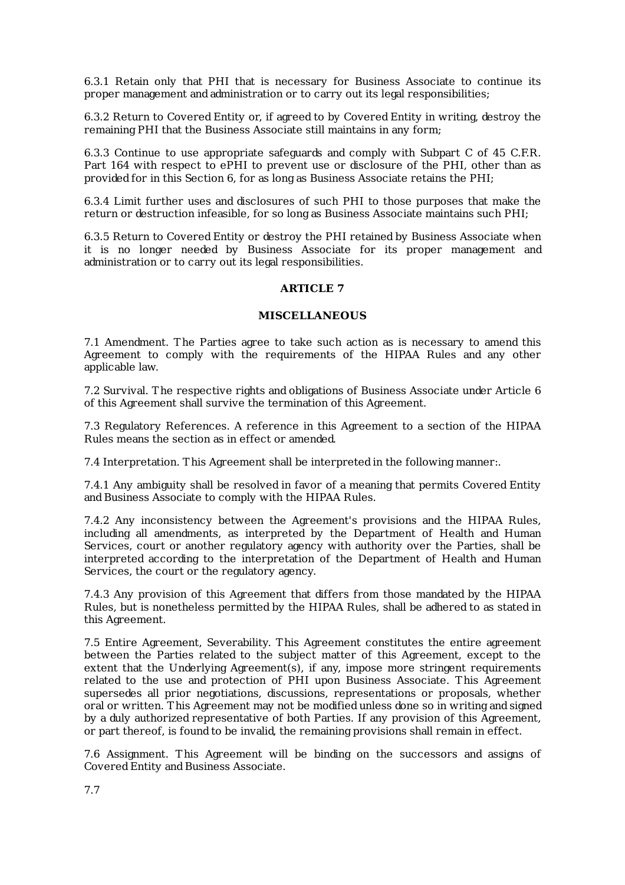6.3.1 Retain only that PHI that is necessary for Business Associate to continue its proper management and administration or to carry out its legal responsibilities;

6.3.2 Return to Covered Entity or, if agreed to by Covered Entity in writing, destroy the remaining PHI that the Business Associate still maintains in any form;

6.3.3 Continue to use appropriate safeguards and comply with Subpart C of 45 C.F.R. Part 164 with respect to ePHI to prevent use or disclosure of the PHI, other than as provided for in this Section 6, for as long as Business Associate retains the PHI;

6.3.4 Limit further uses and disclosures of such PHI to those purposes that make the return or destruction infeasible, for so long as Business Associate maintains such PHI;

6.3.5 Return to Covered Entity or destroy the PHI retained by Business Associate when it is no longer needed by Business Associate for its proper management and administration or to carry out its legal responsibilities.

## ARTICLE 7

## MISCELLANEOUS

7.1 Amendment. The Parties agree to take such action as is necessary to amend this Agreement to comply with the requirements of the HIPAA Rules and any other applicable law.

7.2 Survival. The respective rights and obligations of Business Associate under Article 6 of this Agreement shall survive the termination of this Agreement.

7.3 Regulatory References. A reference in this Agreement to a section of the HIPAA Rules means the section as in effect or amended.

7.4 Interpretation. This Agreement shall be interpreted in the following manner:.

7.4.1 Any ambiguity shall be resolved in favor of a meaning that permits Covered Entity and Business Associate to comply with the HIPAA Rules.

7.4.2 Any inconsistency between the Agreement's provisions and the HIPAA Rules, including all amendments, as interpreted by the Department of Health and Human Services, court or another regulatory agency with authority over the Parties, shall be interpreted according to the interpretation of the Department of Health and Human Services, the court or the regulatory agency.

7.4.3 Any provision of this Agreement that differs from those mandated by the HIPAA Rules, but is nonetheless permitted by the HIPAA Rules, shall be adhered to as stated in this Agreement.

7.5 Entire Agreement, Severability. This Agreement constitutes the entire agreement between the Parties related to the subject matter of this Agreement, except to the extent that the Underlying Agreement(s), if any, impose more stringent requirements related to the use and protection of PHI upon Business Associate. This Agreement supersedes all prior negotiations, discussions, representations or proposals, whether oral or written. This Agreement may not be modified unless done so in writing and signed by a duly authorized representative of both Parties. If any provision of this Agreement, or part thereof, is found to be invalid, the remaining provisions shall remain in effect.

7.6 Assignment. This Agreement will be binding on the successors and assigns of Covered Entity and Business Associate.

7.7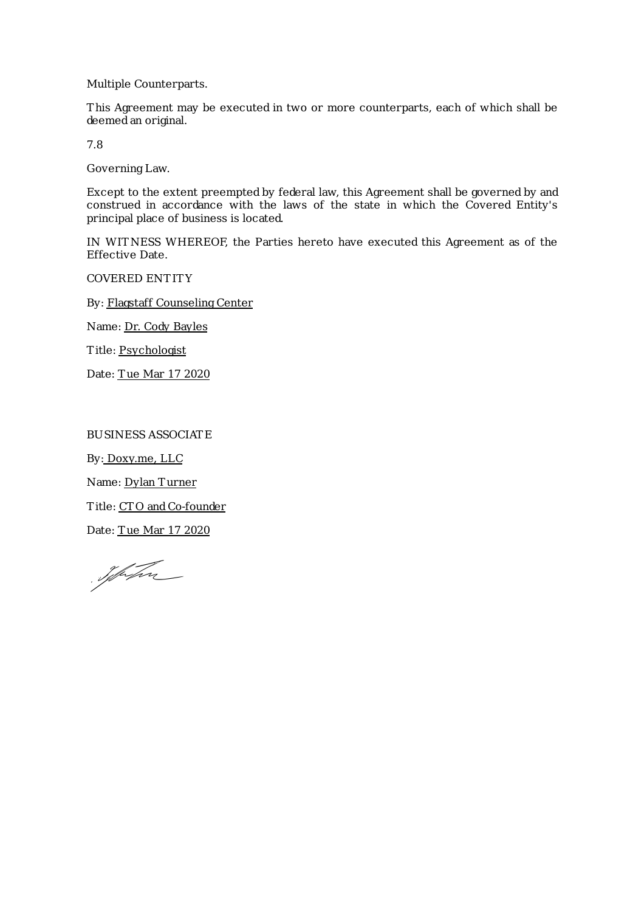Multiple Counterparts.

This Agreement may be executed in two or more counterparts, each of which shall be deemed an original.

7.8

Governing Law.

Except to the extent preempted by federal law, this Agreement shall be governed by and construed in accordance with the laws of the state in which the Covered Entity's principal place of business is located.

IN WITNESS WHEREOF, the Parties hereto have executed this Agreement as of the Effective Date.

COVERED ENTITY

By: Flagstaff Counseling Center

Name: Dr. Cody Bayles

Title: Psychologist

Date: Tue Mar 17 2020

BUSINESS ASSOCIATE

By: Doxy.me, LLC

Name: Dylan Turner

Title: CTO and Co-founder

Date: Tue Mar 17 2020